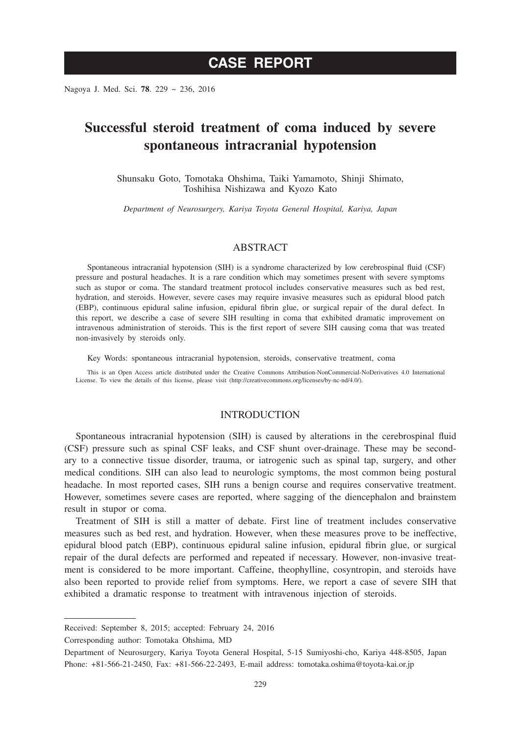# CASE REPORT

# Successful steroid treatment of coma induced by severe spontaneous intracranial hypotension

Shunsaku Goto, Tomotaka Ohshima, Taiki Yamamoto, Shinji Shimato, Toshihisa Nishizawa and Kyozo Kato

*Department of Neurosurgery, Kariya Toyota General Hospital, Kariya, Japan*

## ABSTRACT

Spontaneous intracranial hypotension (SIH) is a syndrome characterized by low cerebrospinal fluid (CSF) pressure and postural headaches. It is a rare condition which may sometimes present with severe symptoms such as stupor or coma. The standard treatment protocol includes conservative measures such as bed rest, hydration, and steroids. However, severe cases may require invasive measures such as epidural blood patch (EBP), continuous epidural saline infusion, epidural fibrin glue, or surgical repair of the dural defect. In this report, we describe a case of severe SIH resulting in coma that exhibited dramatic improvement on intravenous administration of steroids. This is the first report of severe SIH causing coma that was treated non-invasively by steroids only.

Key Words: spontaneous intracranial hypotension, steroids, conservative treatment, coma

This is an Open Access article distributed under the Creative Commons Attribution-NonCommercial-NoDerivatives 4.0 International License. To view the details of this license, please visit (http://creativecommons.org/licenses/by-nc-nd/4.0/).

## INTRODUCTION

Spontaneous intracranial hypotension (SIH) is caused by alterations in the cerebrospinal fluid (CSF) pressure such as spinal CSF leaks, and CSF shunt over-drainage. These may be secondary to a connective tissue disorder, trauma, or iatrogenic such as spinal tap, surgery, and other medical conditions. SIH can also lead to neurologic symptoms, the most common being postural headache. In most reported cases, SIH runs a benign course and requires conservative treatment. However, sometimes severe cases are reported, where sagging of the diencephalon and brainstem result in stupor or coma.

Treatment of SIH is still a matter of debate. First line of treatment includes conservative measures such as bed rest, and hydration. However, when these measures prove to be ineffective, epidural blood patch (EBP), continuous epidural saline infusion, epidural fibrin glue, or surgical repair of the dural defects are performed and repeated if necessary. However, non-invasive treatment is considered to be more important. Caffeine, theophylline, cosyntropin, and steroids have also been reported to provide relief from symptoms. Here, we report a case of severe SIH that exhibited a dramatic response to treatment with intravenous injection of steroids.

---

Received: September 8, 2015; accepted: February 24, 2016

Corresponding author: Tomotaka Ohshima, MD

Department of Neurosurgery, Kariya Toyota General Hospital, 5-15 Sumiyoshi-cho, Kariya 448-8505, Japan
Phone: +81-566-21-2450, Fax: +81-566-22-2493, E-mail address: tomotaka.oshima@toyota-kai.or.jp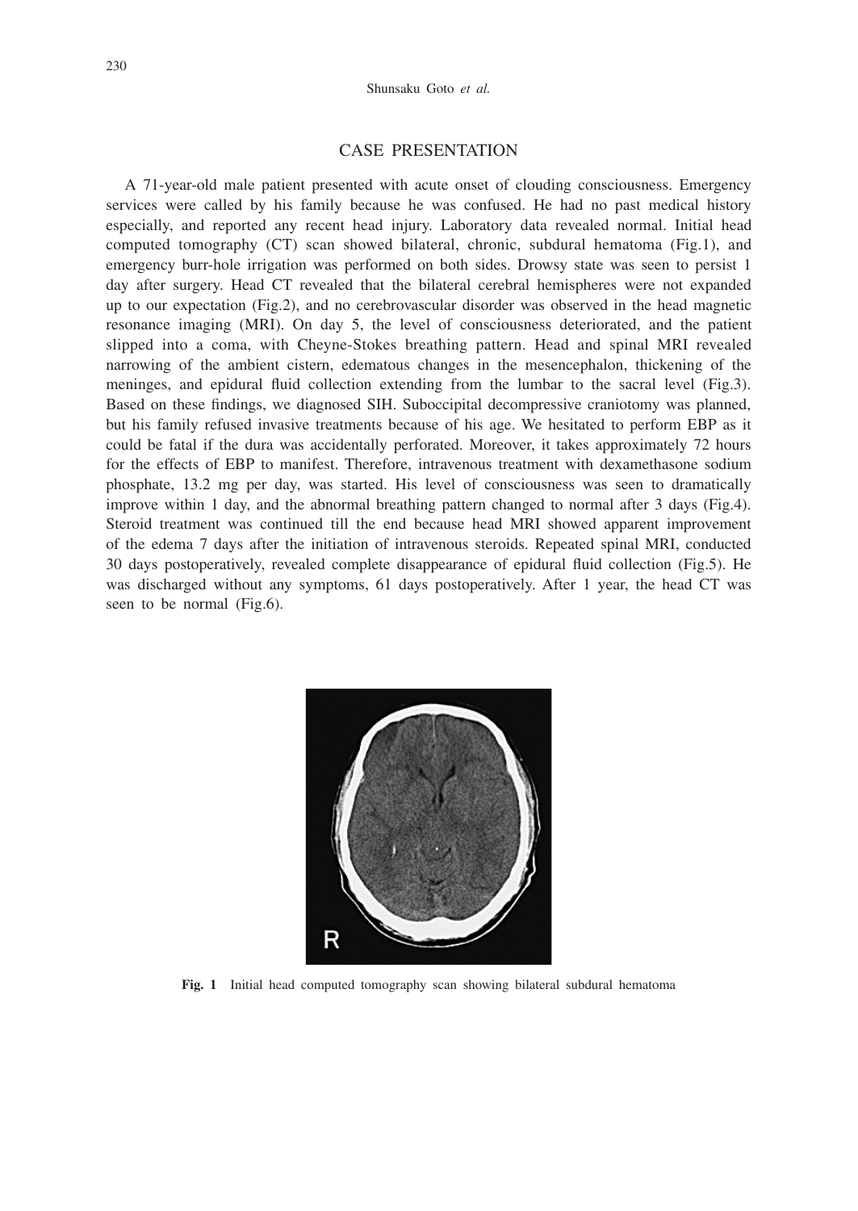## CASE PRESENTATION

A 71-year-old male patient presented with acute onset of clouding consciousness. Emergency services were called by his family because he was confused. He had no past medical history especially, and reported any recent head injury. Laboratory data revealed normal. Initial head computed tomography (CT) scan showed bilateral, chronic, subdural hematoma (Fig.1), and emergency burr-hole irrigation was performed on both sides. Drowsy state was seen to persist 1 day after surgery. Head CT revealed that the bilateral cerebral hemispheres were not expanded up to our expectation (Fig.2), and no cerebrovascular disorder was observed in the head magnetic resonance imaging (MRI). On day 5, the level of consciousness deteriorated, and the patient slipped into a coma, with Cheyne-Stokes breathing pattern. Head and spinal MRI revealed narrowing of the ambient cistern, edematous changes in the mesencephalon, thickening of the meninges, and epidural fluid collection extending from the lumbar to the sacral level (Fig.3). Based on these findings, we diagnosed SIH. Suboccipital decompressive craniotomy was planned, but his family refused invasive treatments because of his age. We hesitated to perform EBP as it could be fatal if the dura was accidentally perforated. Moreover, it takes approximately 72 hours for the effects of EBP to manifest. Therefore, intravenous treatment with dexamethasone sodium phosphate, 13.2 mg per day, was started. His level of consciousness was seen to dramatically improve within 1 day, and the abnormal breathing pattern changed to normal after 3 days (Fig.4). Steroid treatment was continued till the end because head MRI showed apparent improvement of the edema 7 days after the initiation of intravenous steroids. Repeated spinal MRI, conducted 30 days postoperatively, revealed complete disappearance of epidural fluid collection (Fig.5). He was discharged without any symptoms, 61 days postoperatively. After 1 year, the head CT was seen to be normal (Fig.6).

**Fig. 1** Initial head computed tomography scan showing bilateral subdural hematoma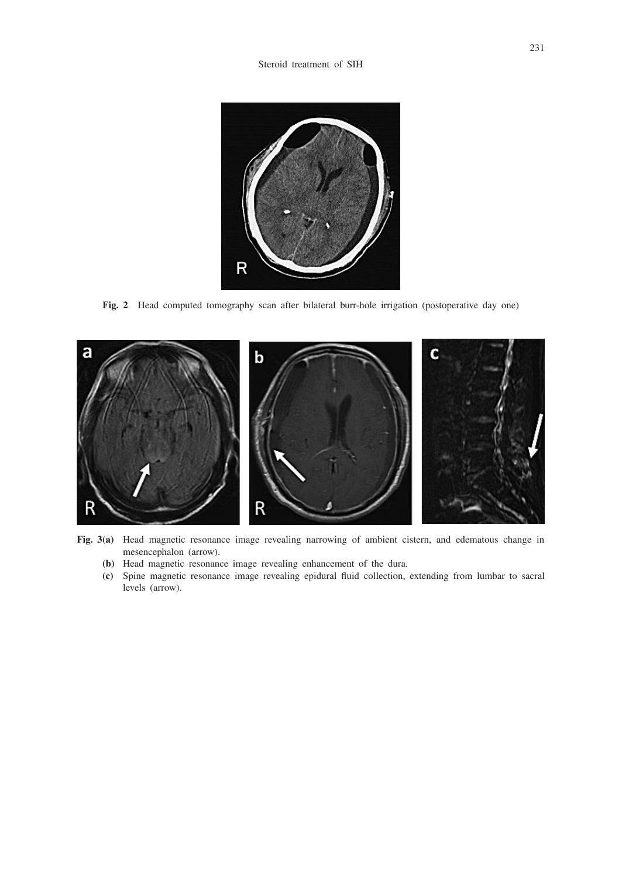**Fig. 2** Head computed tomography scan after bilateral burr-hole irrigation (postoperative day one)

**Fig. 3(a)** Head magnetic resonance image revealing narrowing of ambient cistern, and edematous change in mesencephalon (arrow).

**(b)** Head magnetic resonance image revealing enhancement of the dura.

**(c)** Spine magnetic resonance image revealing epidural fluid collection, extending from lumbar to sacral levels (arrow).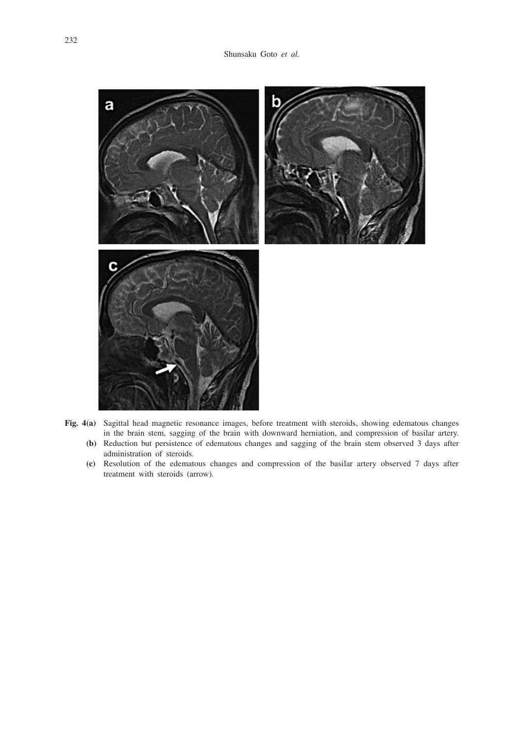**Fig. 4(a)** Sagittal head magnetic resonance images, before treatment with steroids, showing edematous changes in the brain stem, sagging of the brain with downward herniation, and compression of basilar artery.

**(b)** Reduction but persistence of edematous changes and sagging of the brain stem observed 3 days after administration of steroids.

**(c)** Resolution of the edematous changes and compression of the basilar artery observed 7 days after treatment with steroids (arrow).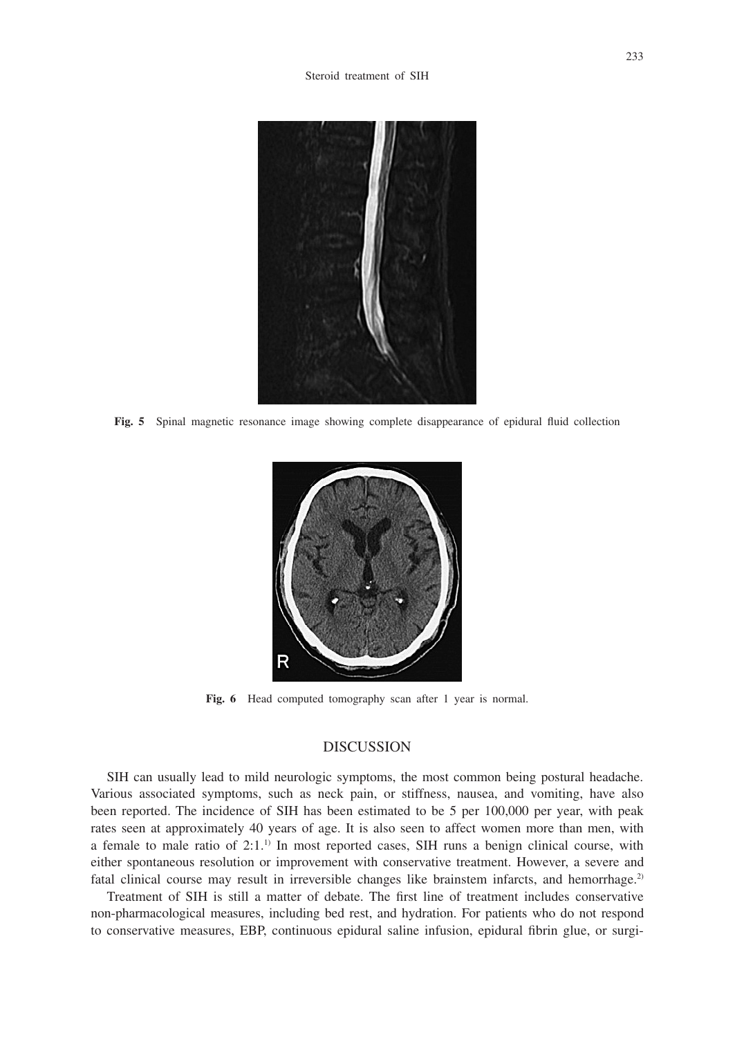**Fig. 5** Spinal magnetic resonance image showing complete disappearance of epidural fluid collection

**Fig. 6** Head computed tomography scan after 1 year is normal.

## DISCUSSION

SIH can usually lead to mild neurologic symptoms, the most common being postural headache. Various associated symptoms, such as neck pain, or stiffness, nausea, and vomiting, have also been reported. The incidence of SIH has been estimated to be 5 per 100,000 per year, with peak rates seen at approximately 40 years of age. It is also seen to affect women more than men, with a female to male ratio of 2:1.[1] In most reported cases, SIH runs a benign clinical course, with either spontaneous resolution or improvement with conservative treatment. However, a severe and fatal clinical course may result in irreversible changes like brainstem infarcts, and hemorrhage.[2]

Treatment of SIH is still a matter of debate. The first line of treatment includes conservative non-pharmacological measures, including bed rest, and hydration. For patients who do not respond to conservative measures, EBP, continuous epidural saline infusion, epidural fibrin glue, or surgi-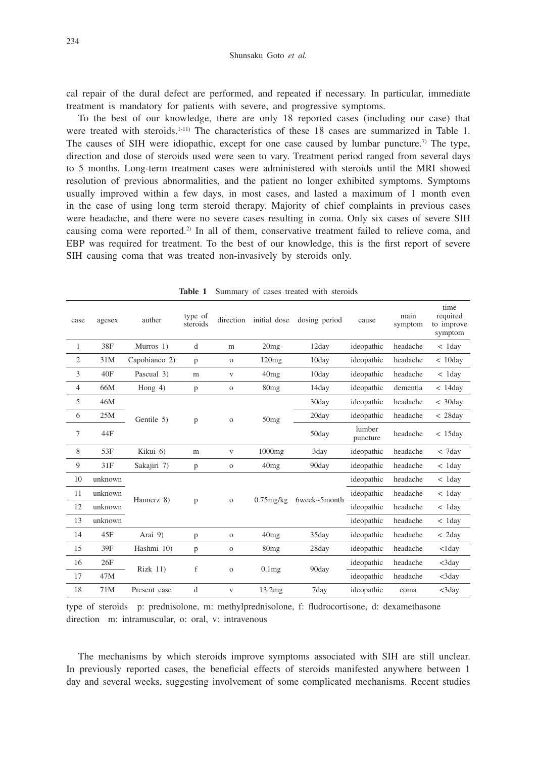cal repair of the dural defect are performed, and repeated if necessary. In particular, immediate treatment is mandatory for patients with severe, and progressive symptoms.

To the best of our knowledge, there are only 18 reported cases (including our case) that were treated with steroids.[1-11] The characteristics of these 18 cases are summarized in Table 1. The causes of SIH were idiopathic, except for one case caused by lumbar puncture.[7] The type, direction and dose of steroids used were seen to vary. Treatment period ranged from several days to 5 months. Long-term treatment cases were administered with steroids until the MRI showed resolution of previous abnormalities, and the patient no longer exhibited symptoms. Symptoms usually improved within a few days, in most cases, and lasted a maximum of 1 month even in the case of using long term steroid therapy. Majority of chief complaints in previous cases were headache, and there were no severe cases resulting in coma. Only six cases of severe SIH causing coma were reported.[2] In all of them, conservative treatment failed to relieve coma, and EBP was required for treatment. To the best of our knowledge, this is the first report of severe SIH causing coma that was treated non-invasively by steroids only.

**Table 1** Summary of cases treated with steroids

| case | agesex | auther | type of steroids | direction | initial dose | dosing period | cause | main symptom | time required to improve symptom |
|---|---|---|---|---|---|---|---|---|---|
| 1 | 38F | Murros 1) | d | m | 20mg | 12day | ideopathic | headache | < 1day |
| 2 | 31M | Capobianco 2) | p | o | 120mg | 10day | ideopathic | headache | < 10day |
| 3 | 40F | Pascual 3) | m | v | 40mg | 10day | ideopathic | headache | < 1day |
| 4 | 66M | Hong 4) | p | o | 80mg | 14day | ideopathic | dementia | < 14day |
| 5 | 46M | Gentile 5) | p | o | 50mg | 30day | ideopathic | headache | < 30day |
| 6 | 25M | | | | | 20day | ideopathic | headache | < 28day |
| 7 | 44F | | | | | 50day | lumber puncture | headache | < 15day |
| 8 | 53F | Kikui 6) | m | v | 1000mg | 3day | ideopathic | headache | < 7day |
| 9 | 31F | Sakajiri 7) | p | o | 40mg | 90day | ideopathic | headache | < 1day |
| 10 | unknown | Hannerz 8) | p | o | 0.75mg/kg | 6week~5month | ideopathic | headache | < 1day |
| 11 | unknown | | | | | | ideopathic | headache | < 1day |
| 12 | unknown | | | | | | ideopathic | headache | < 1day |
| 13 | unknown | | | | | | ideopathic | headache | < 1day |
| 14 | 45F | Arai 9) | p | o | 40mg | 35day | ideopathic | headache | < 2day |
| 15 | 39F | Hashmi 10) | p | o | 80mg | 28day | ideopathic | headache | <1day |
| 16 | 26F | Rizk 11) | f | o | 0.1mg | 90day | ideopathic | headache | <3day |
| 17 | 47M | | | | | | ideopathic | headache | <3day |
| 18 | 71M | Present case | d | v | 13.2mg | 7day | ideopathic | coma | <3day |

type of steroids p: prednisolone, m: methylprednisolone, f: fludrocortisone, d: dexamethasone
direction m: intramuscular, o: oral, v: intravenous

The mechanisms by which steroids improve symptoms associated with SIH are still unclear. In previously reported cases, the beneficial effects of steroids manifested anywhere between 1 day and several weeks, suggesting involvement of some complicated mechanisms. Recent studies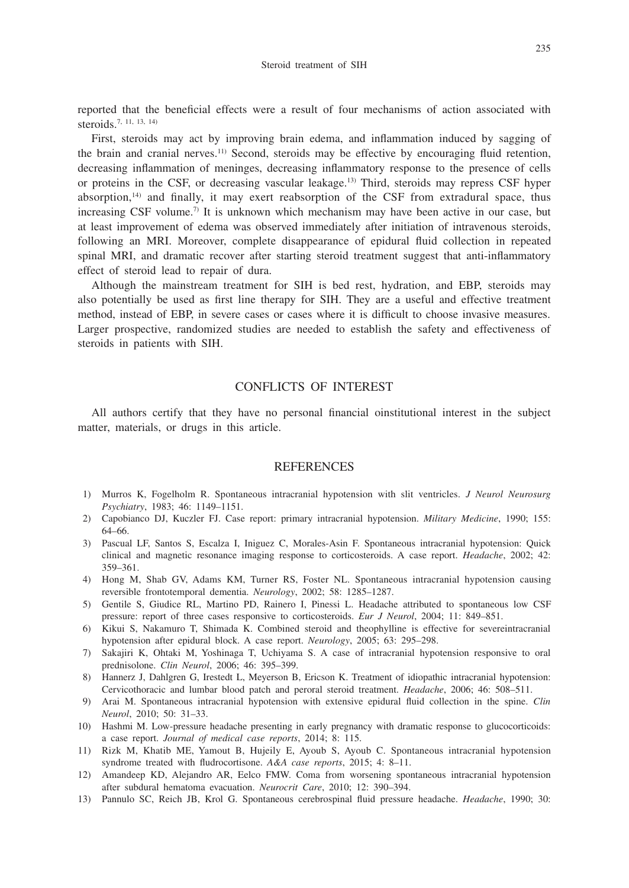reported that the beneficial effects were a result of four mechanisms of action associated with steroids.[7, 11, 13, 14]

First, steroids may act by improving brain edema, and inflammation induced by sagging of the brain and cranial nerves.[11] Second, steroids may be effective by encouraging fluid retention, decreasing inflammation of meninges, decreasing inflammatory response to the presence of cells or proteins in the CSF, or decreasing vascular leakage.[13] Third, steroids may repress CSF hyper absorption,[14] and finally, it may exert reabsorption of the CSF from extradural space, thus increasing CSF volume.[7] It is unknown which mechanism may have been active in our case, but at least improvement of edema was observed immediately after initiation of intravenous steroids, following an MRI. Moreover, complete disappearance of epidural fluid collection in repeated spinal MRI, and dramatic recover after starting steroid treatment suggest that anti-inflammatory effect of steroid lead to repair of dura.

Although the mainstream treatment for SIH is bed rest, hydration, and EBP, steroids may also potentially be used as first line therapy for SIH. They are a useful and effective treatment method, instead of EBP, in severe cases or cases where it is difficult to choose invasive measures. Larger prospective, randomized studies are needed to establish the safety and effectiveness of steroids in patients with SIH.

## CONFLICTS OF INTEREST

All authors certify that they have no personal financial oinstitutional interest in the subject matter, materials, or drugs in this article.

## REFERENCES

1) Murros K, Fogelholm R. Spontaneous intracranial hypotension with slit ventricles. *J Neurol Neurosurg Psychiatry*, 1983; 46: 1149–1151.
2) Capobianco DJ, Kuczler FJ. Case report: primary intracranial hypotension. *Military Medicine*, 1990; 155: 64–66.
3) Pascual LF, Santos S, Escalza I, Iniguez C, Morales-Asin F. Spontaneous intracranial hypotension: Quick clinical and magnetic resonance imaging response to corticosteroids. A case report. *Headache*, 2002; 42: 359–361.
4) Hong M, Shab GV, Adams KM, Turner RS, Foster NL. Spontaneous intracranial hypotension causing reversible frontotemporal dementia. *Neurology*, 2002; 58: 1285–1287.
5) Gentile S, Giudice RL, Martino PD, Rainero I, Pinessi L. Headache attributed to spontaneous low CSF pressure: report of three cases responsive to corticosteroids. *Eur J Neurol*, 2004; 11: 849–851.
6) Kikui S, Nakamuro T, Shimada K. Combined steroid and theophylline is effective for severeintracranial hypotension after epidural block. A case report. *Neurology*, 2005; 63: 295–298.
7) Sakajiri K, Ohtaki M, Yoshinaga T, Uchiyama S. A case of intracranial hypotension responsive to oral prednisolone. *Clin Neurol*, 2006; 46: 395–399.
8) Hannerz J, Dahlgren G, Irestedt L, Meyerson B, Ericson K. Treatment of idiopathic intracranial hypotension: Cervicothoracic and lumbar blood patch and peroral steroid treatment. *Headache*, 2006; 46: 508–511.
9) Arai M. Spontaneous intracranial hypotension with extensive epidural fluid collection in the spine. *Clin Neurol*, 2010; 50: 31–33.
10) Hashmi M. Low-pressure headache presenting in early pregnancy with dramatic response to glucocorticoids: a case report. *Journal of medical case reports*, 2014; 8: 115.
11) Rizk M, Khatib ME, Yamout B, Hujeily E, Ayoub S, Ayoub C. Spontaneous intracranial hypotension syndrome treated with fludrocortisone. *A&A case reports*, 2015; 4: 8–11.
12) Amandeep KD, Alejandro AR, Eelco FMW. Coma from worsening spontaneous intracranial hypotension after subdural hematoma evacuation. *Neurocrit Care*, 2010; 12: 390–394.
13) Pannulo SC, Reich JB, Krol G. Spontaneous cerebrospinal fluid pressure headache. *Headache*, 1990; 30: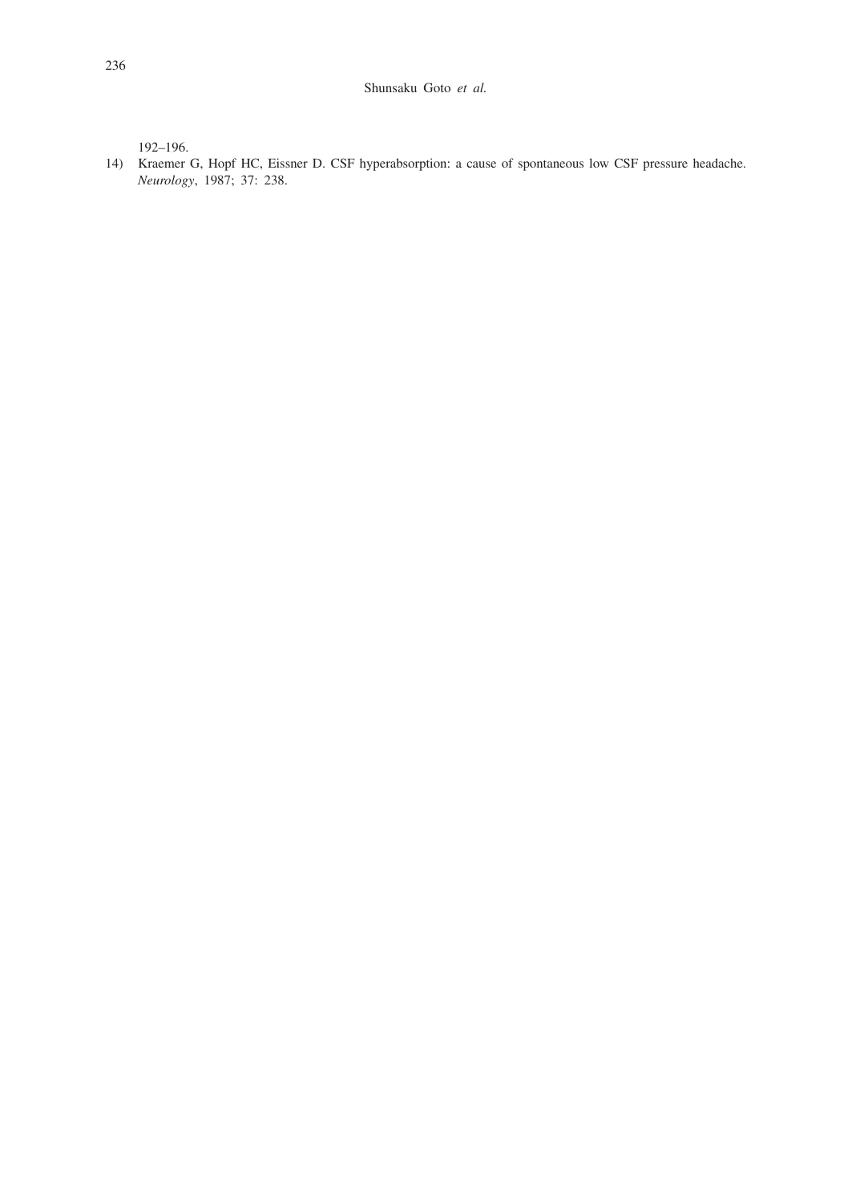192–196.

14) Kraemer G, Hopf HC, Eissner D. CSF hyperabsorption: a cause of spontaneous low CSF pressure headache. *Neurology*, 1987; 37: 238.